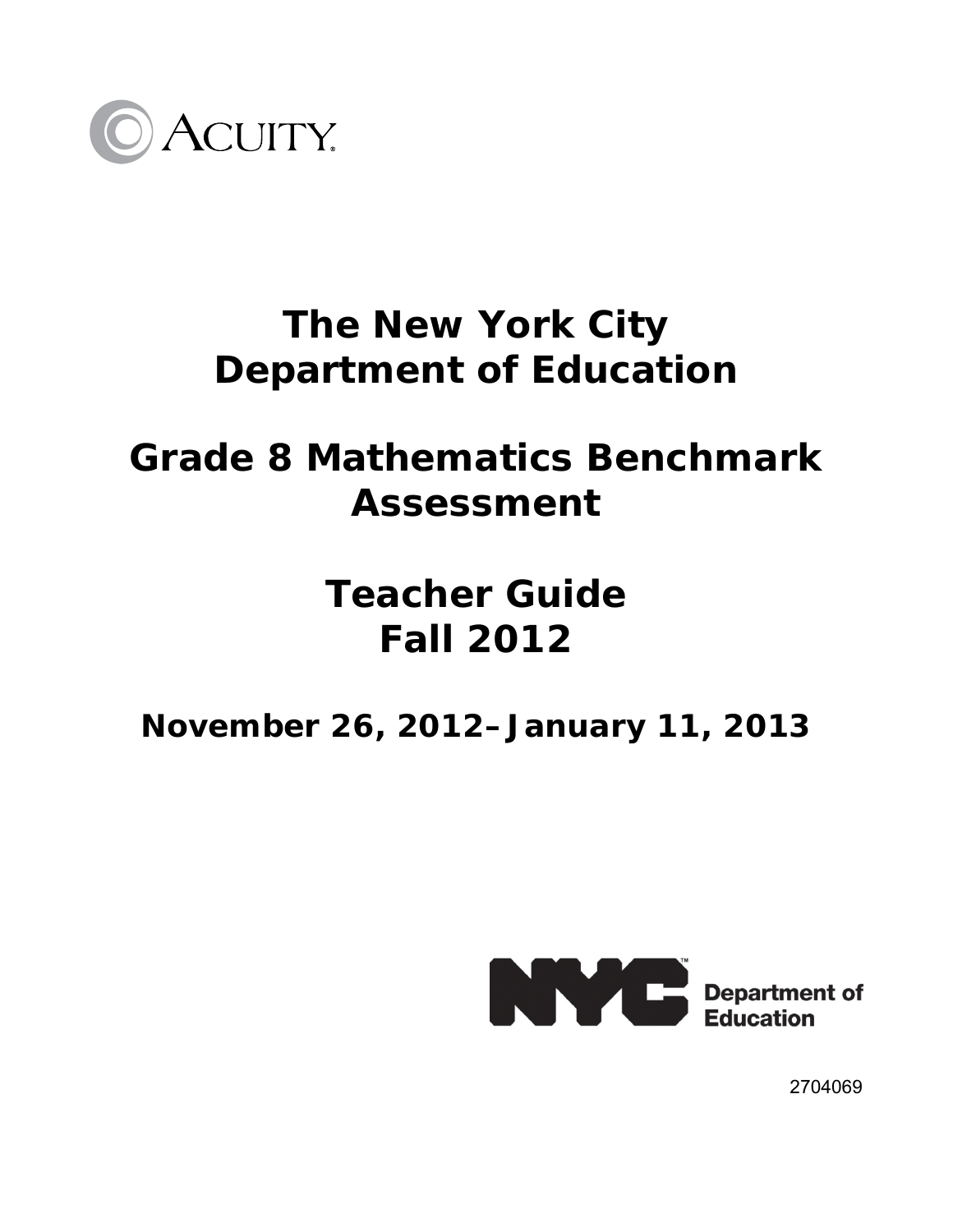ACUITY

# The New York City Department of Education

# Grade 8 Mathematics Benchmark Assessment

# Teacher Guide Fall 2012

## November 26, 2012–January 11, 2013

NYC Department of Education

2704069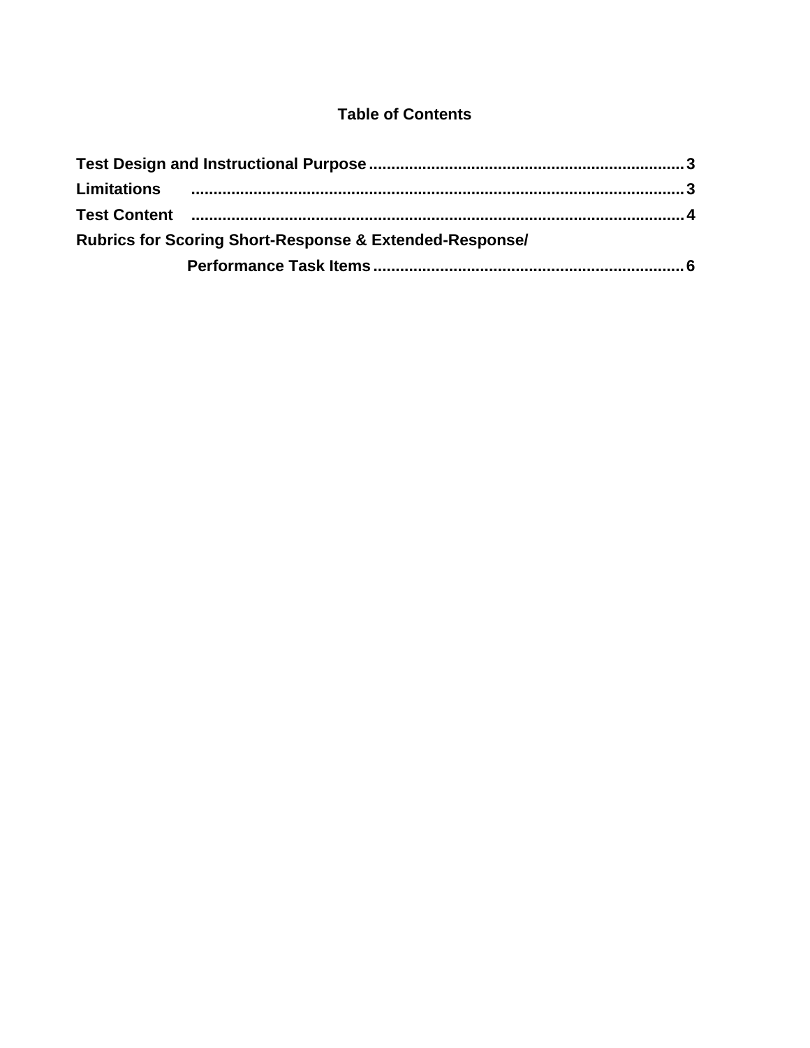## Table of Contents

**Test Design and Instructional Purpose** ........................................................................ **3**

**Limitations** ........................................................................................................ **3**

**Test Content** ...................................................................................................... **4**

**Rubrics for Scoring Short-Response & Extended-Response/ Performance Task Items** ........................................................................ **6**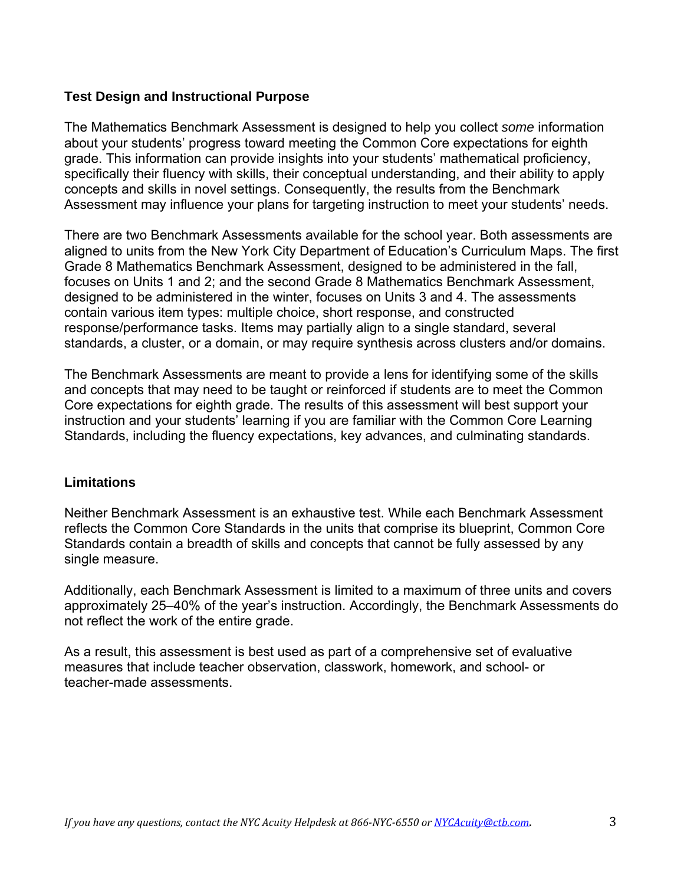## Test Design and Instructional Purpose

The Mathematics Benchmark Assessment is designed to help you collect *some* information about your students' progress toward meeting the Common Core expectations for eighth grade. This information can provide insights into your students' mathematical proficiency, specifically their fluency with skills, their conceptual understanding, and their ability to apply concepts and skills in novel settings. Consequently, the results from the Benchmark Assessment may influence your plans for targeting instruction to meet your students' needs.

There are two Benchmark Assessments available for the school year. Both assessments are aligned to units from the New York City Department of Education's Curriculum Maps. The first Grade 8 Mathematics Benchmark Assessment, designed to be administered in the fall, focuses on Units 1 and 2; and the second Grade 8 Mathematics Benchmark Assessment, designed to be administered in the winter, focuses on Units 3 and 4. The assessments contain various item types: multiple choice, short response, and constructed response/performance tasks. Items may partially align to a single standard, several standards, a cluster, or a domain, or may require synthesis across clusters and/or domains.

The Benchmark Assessments are meant to provide a lens for identifying some of the skills and concepts that may need to be taught or reinforced if students are to meet the Common Core expectations for eighth grade. The results of this assessment will best support your instruction and your students' learning if you are familiar with the Common Core Learning Standards, including the fluency expectations, key advances, and culminating standards.

## Limitations

Neither Benchmark Assessment is an exhaustive test. While each Benchmark Assessment reflects the Common Core Standards in the units that comprise its blueprint, Common Core Standards contain a breadth of skills and concepts that cannot be fully assessed by any single measure.

Additionally, each Benchmark Assessment is limited to a maximum of three units and covers approximately 25–40% of the year's instruction. Accordingly, the Benchmark Assessments do not reflect the work of the entire grade.

As a result, this assessment is best used as part of a comprehensive set of evaluative measures that include teacher observation, classwork, homework, and school- or teacher-made assessments.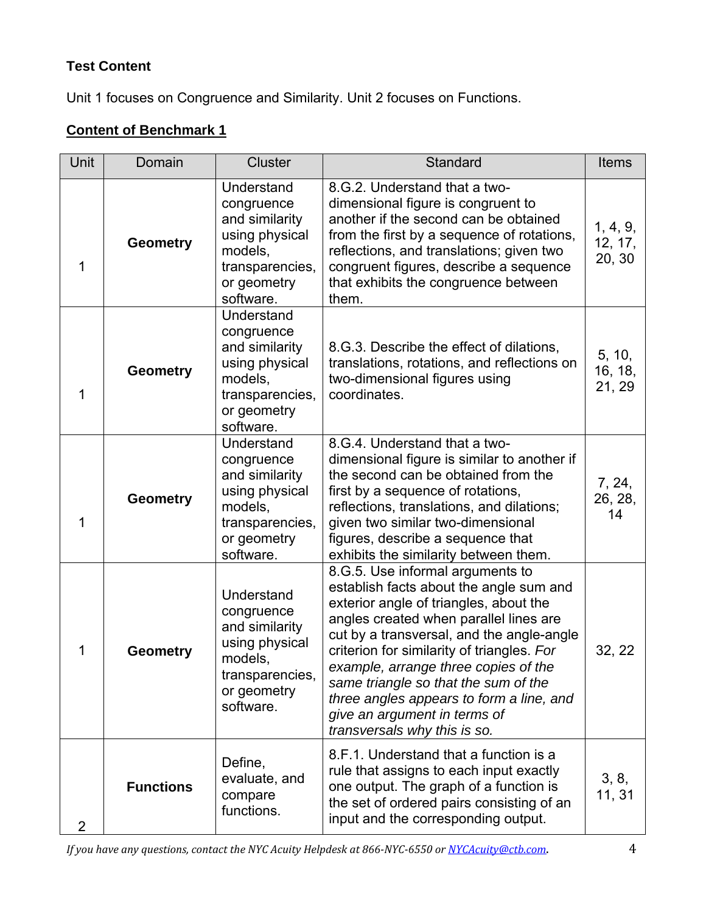**Test Content**

Unit 1 focuses on Congruence and Similarity. Unit 2 focuses on Functions.

**Content of Benchmark 1**

| Unit | Domain | Cluster | Standard | Items |
|---|---|---|---|---|
| 1 | **Geometry** | Understand congruence and similarity using physical models, transparencies, or geometry software. | 8.G.2. Understand that a two-dimensional figure is congruent to another if the second can be obtained from the first by a sequence of rotations, reflections, and translations; given two congruent figures, describe a sequence that exhibits the congruence between them. | 1, 4, 9, 12, 17, 20, 30 |
| 1 | **Geometry** | Understand congruence and similarity using physical models, transparencies, or geometry software. | 8.G.3. Describe the effect of dilations, translations, rotations, and reflections on two-dimensional figures using coordinates. | 5, 10, 16, 18, 21, 29 |
| 1 | **Geometry** | Understand congruence and similarity using physical models, transparencies, or geometry software. | 8.G.4. Understand that a two-dimensional figure is similar to another if the second can be obtained from the first by a sequence of rotations, reflections, translations, and dilations; given two similar two-dimensional figures, describe a sequence that exhibits the similarity between them. | 7, 24, 26, 28, 14 |
| 1 | **Geometry** | Understand congruence and similarity using physical models, transparencies, or geometry software. | 8.G.5. Use informal arguments to establish facts about the angle sum and exterior angle of triangles, about the angles created when parallel lines are cut by a transversal, and the angle-angle criterion for similarity of triangles. *For example, arrange three copies of the same triangle so that the sum of the three angles appears to form a line, and give an argument in terms of transversals why this is so.* | 32, 22 |
| 2 | **Functions** | Define, evaluate, and compare functions. | 8.F.1. Understand that a function is a rule that assigns to each input exactly one output. The graph of a function is the set of ordered pairs consisting of an input and the corresponding output. | 3, 8, 11, 31 |

*If you have any questions, contact the NYC Acuity Helpdesk at 866-NYC-6550 or NYCAcuity@ctb.com.*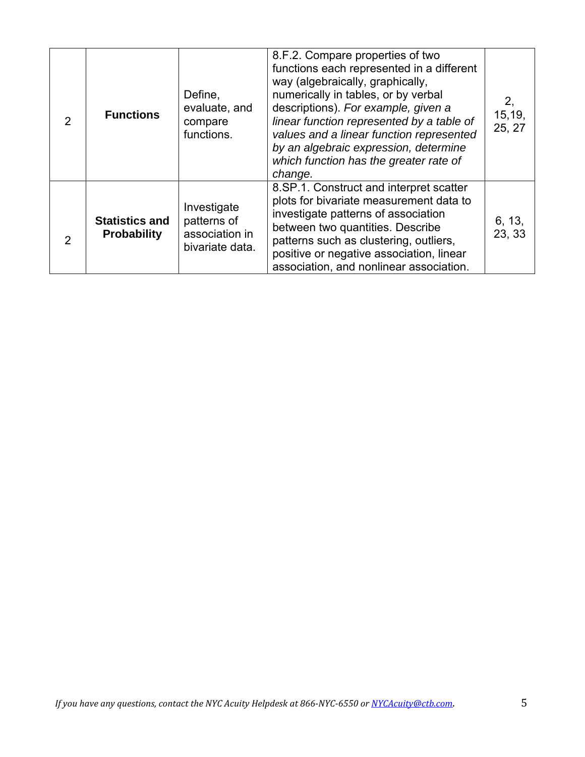| 2 | **Functions** | Define, evaluate, and compare functions. | 8.F.2. Compare properties of two functions each represented in a different way (algebraically, graphically, numerically in tables, or by verbal descriptions). *For example, given a linear function represented by a table of values and a linear function represented by an algebraic expression, determine which function has the greater rate of change.* | 2, 15,19, 25, 27 |
|---|---|---|---|---|
| 2 | **Statistics and Probability** | Investigate patterns of association in bivariate data. | 8.SP.1. Construct and interpret scatter plots for bivariate measurement data to investigate patterns of association between two quantities. Describe patterns such as clustering, outliers, positive or negative association, linear association, and nonlinear association. | 6, 13, 23, 33 |

*If you have any questions, contact the NYC Acuity Helpdesk at 866-NYC-6550 or NYCAcuity@ctb.com.*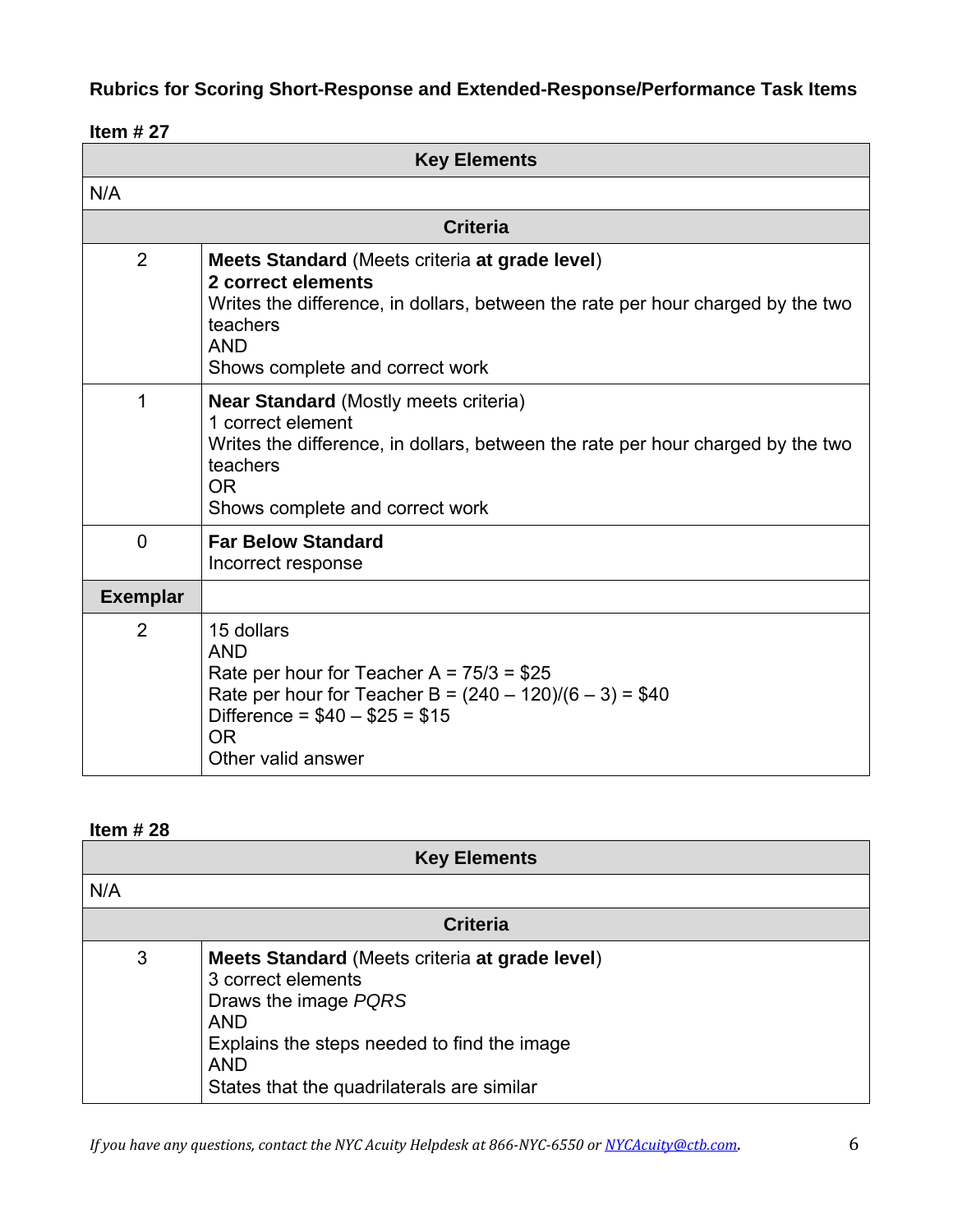## Rubrics for Scoring Short-Response and Extended-Response/Performance Task Items

### Item # 27

| Key Elements | |
|---|---|
| N/A | |
| **Criteria** | |
| 2 | **Meets Standard** (Meets criteria **at grade level**)<br>**2 correct elements**<br>Writes the difference, in dollars, between the rate per hour charged by the two teachers<br>AND<br>Shows complete and correct work |
| 1 | **Near Standard** (Mostly meets criteria)<br>1 correct element<br>Writes the difference, in dollars, between the rate per hour charged by the two teachers<br>OR<br>Shows complete and correct work |
| 0 | **Far Below Standard**<br>Incorrect response |
| **Exemplar** | |
| 2 | 15 dollars<br>AND<br>Rate per hour for Teacher A = 75/3 = \$25<br>Rate per hour for Teacher B = (240 – 120)/(6 – 3) = \$40<br>Difference = \$40 – \$25 = \$15<br>OR<br>Other valid answer |

### Item # 28

| Key Elements | |
|---|---|
| N/A | |
| **Criteria** | |
| 3 | **Meets Standard** (Meets criteria **at grade level**)<br>3 correct elements<br>Draws the image *PQRS*<br>AND<br>Explains the steps needed to find the image<br>AND<br>States that the quadrilaterals are similar |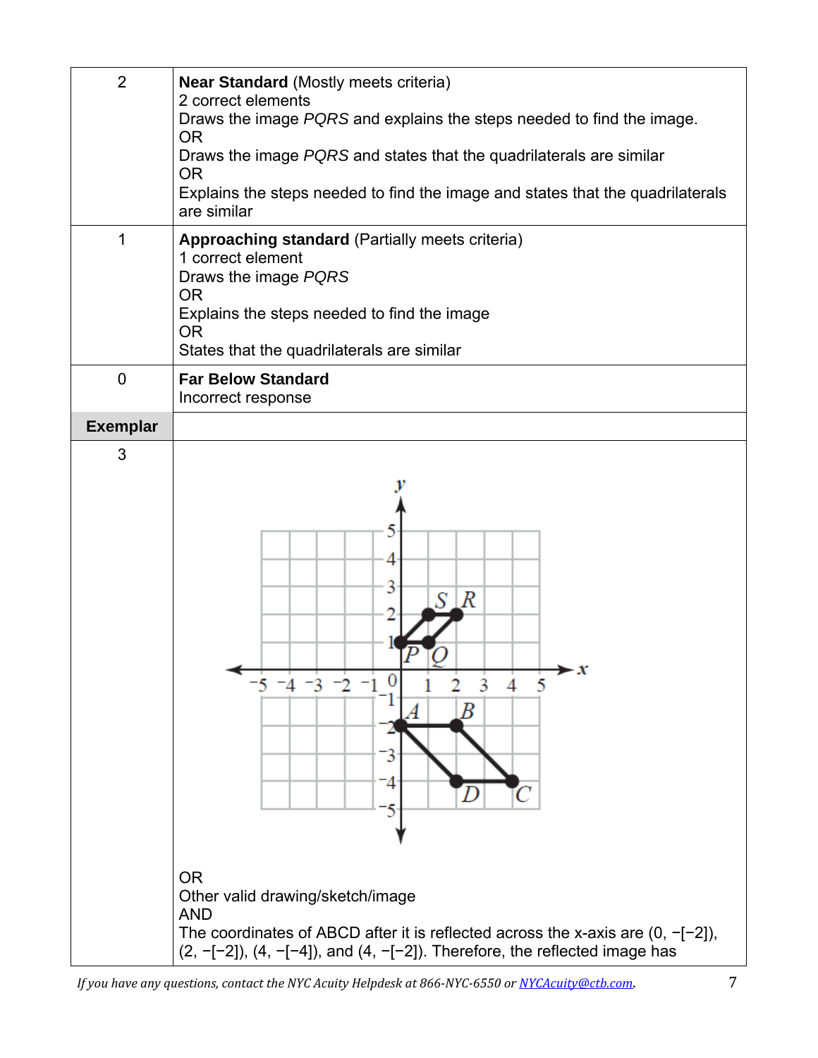| | |
|---|---|
| 2 | **Near Standard** (Mostly meets criteria)<br>2 correct elements<br>Draws the image *PQRS* and explains the steps needed to find the image.<br>OR<br>Draws the image *PQRS* and states that the quadrilaterals are similar<br>OR<br>Explains the steps needed to find the image and states that the quadrilaterals are similar |
| 1 | **Approaching standard** (Partially meets criteria)<br>1 correct element<br>Draws the image *PQRS*<br>OR<br>Explains the steps needed to find the image<br>OR<br>States that the quadrilaterals are similar |
| 0 | **Far Below Standard**<br>Incorrect response |
| **Exemplar** | |
| 3 | OR<br>Other valid drawing/sketch/image<br>AND<br>The coordinates of ABCD after it is reflected across the x-axis are (0, −[−2]), (2, −[−2]), (4, −[−4]), and (4, −[−2]). Therefore, the reflected image has |

*If you have any questions, contact the NYC Acuity Helpdesk at 866-NYC-6550 or NYCAcuity@ctb.com.*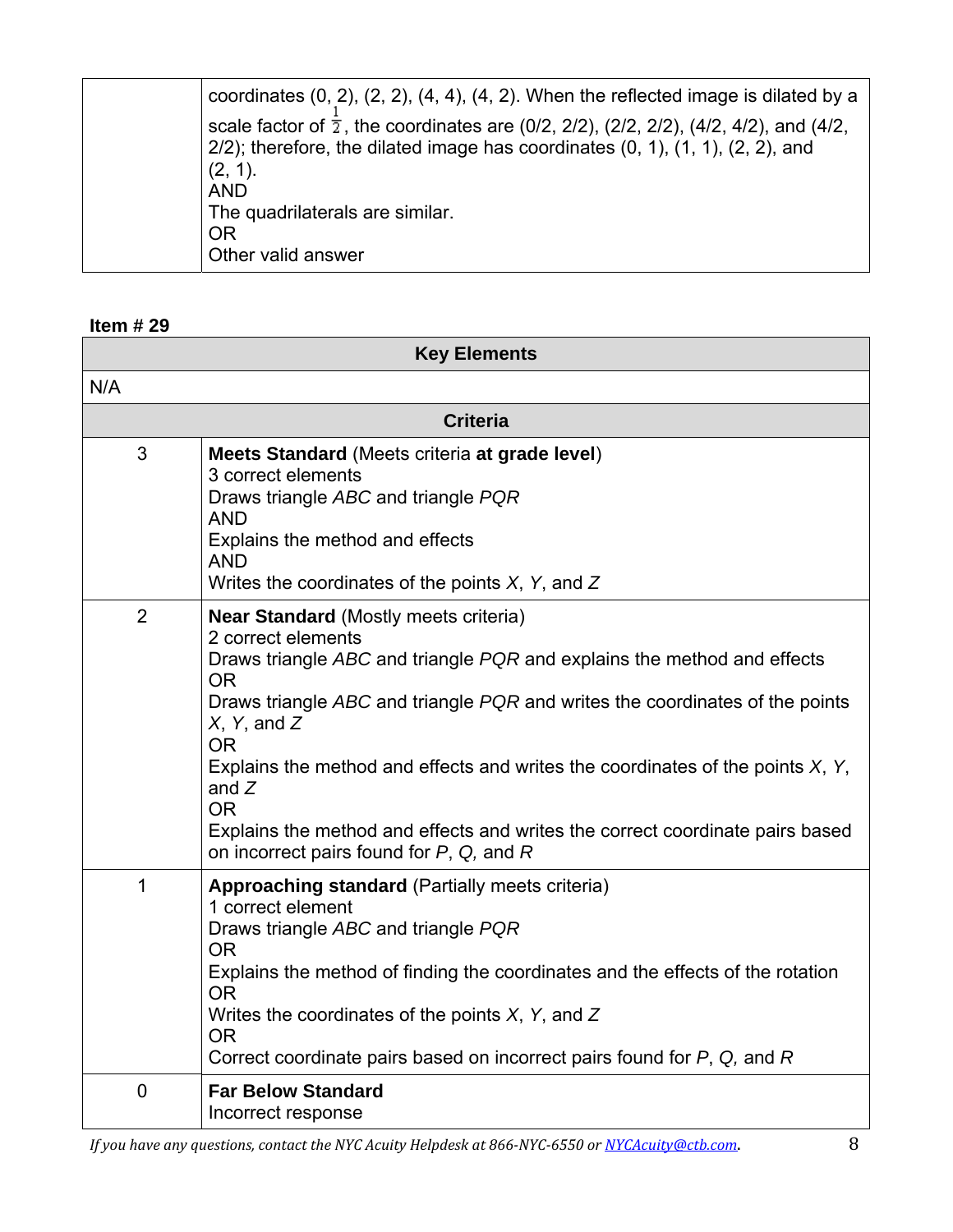| | |
|---|---|
| | coordinates (0, 2), (2, 2), (4, 4), (4, 2). When the reflected image is dilated by a scale factor of $\frac{1}{2}$, the coordinates are (0/2, 2/2), (2/2, 2/2), (4/2, 4/2), and (4/2, 2/2); therefore, the dilated image has coordinates (0, 1), (1, 1), (2, 2), and (2, 1).<br>AND<br>The quadrilaterals are similar.<br>OR<br>Other valid answer |

**Item # 29**

| Key Elements | |
|---|---|
| N/A | |
| **Criteria** | |
| 3 | **Meets Standard** (Meets criteria **at grade level**)<br>3 correct elements<br>Draws triangle *ABC* and triangle *PQR*<br>AND<br>Explains the method and effects<br>AND<br>Writes the coordinates of the points *X*, *Y*, and *Z* |
| 2 | **Near Standard** (Mostly meets criteria)<br>2 correct elements<br>Draws triangle *ABC* and triangle *PQR* and explains the method and effects<br>OR<br>Draws triangle *ABC* and triangle *PQR* and writes the coordinates of the points *X*, *Y*, and *Z*<br>OR<br>Explains the method and effects and writes the coordinates of the points *X*, *Y*, and *Z*<br>OR<br>Explains the method and effects and writes the correct coordinate pairs based on incorrect pairs found for *P*, *Q*, and *R* |
| 1 | **Approaching standard** (Partially meets criteria)<br>1 correct element<br>Draws triangle *ABC* and triangle *PQR*<br>OR<br>Explains the method of finding the coordinates and the effects of the rotation<br>OR<br>Writes the coordinates of the points *X*, *Y*, and *Z*<br>OR<br>Correct coordinate pairs based on incorrect pairs found for *P*, *Q*, and *R* |
| 0 | **Far Below Standard**<br>Incorrect response |

*If you have any questions, contact the NYC Acuity Helpdesk at 866-NYC-6550 or NYCAcuity@ctb.com.*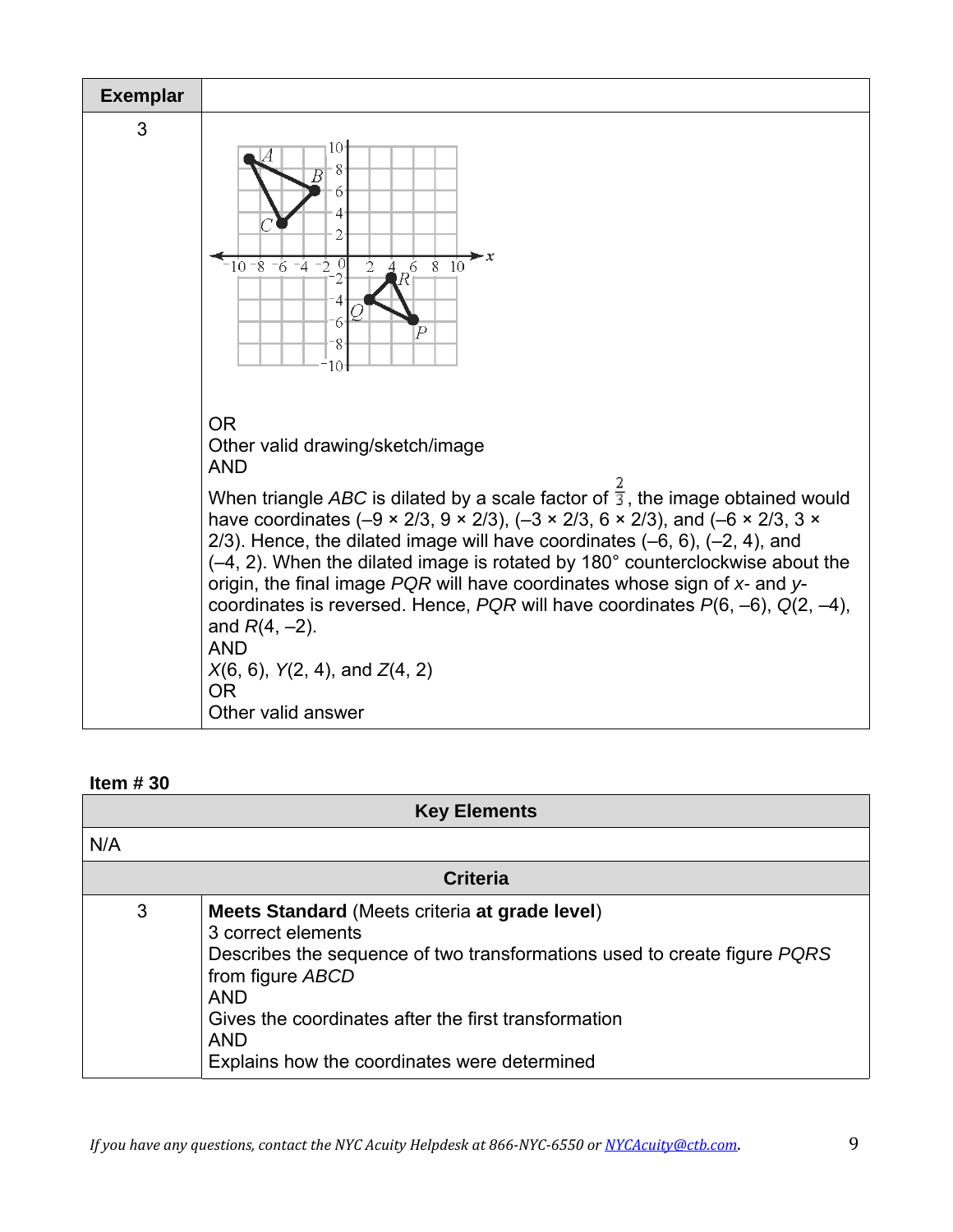| Exemplar | |
|---|---|
| 3 | OR<br>Other valid drawing/sketch/image<br>AND<br>When triangle *ABC* is dilated by a scale factor of $\frac{2}{3}$, the image obtained would have coordinates (–9 × 2/3, 9 × 2/3), (–3 × 2/3, 6 × 2/3), and (–6 × 2/3, 3 × 2/3). Hence, the dilated image will have coordinates (–6, 6), (–2, 4), and (–4, 2). When the dilated image is rotated by 180° counterclockwise about the origin, the final image *PQR* will have coordinates whose sign of *x*- and *y*-coordinates is reversed. Hence, *PQR* will have coordinates *P*(6, –6), *Q*(2, –4), and *R*(4, –2).<br>AND<br>*X*(6, 6), *Y*(2, 4), and *Z*(4, 2)<br>OR<br>Other valid answer |

**Item # 30**

| Key Elements | |
|---|---|
| N/A | |
| **Criteria** | |
| 3 | **Meets Standard** (Meets criteria **at grade level**)<br>3 correct elements<br>Describes the sequence of two transformations used to create figure *PQRS* from figure *ABCD*<br>AND<br>Gives the coordinates after the first transformation<br>AND<br>Explains how the coordinates were determined |

*If you have any questions, contact the NYC Acuity Helpdesk at 866-NYC-6550 or NYCAcuity@ctb.com.*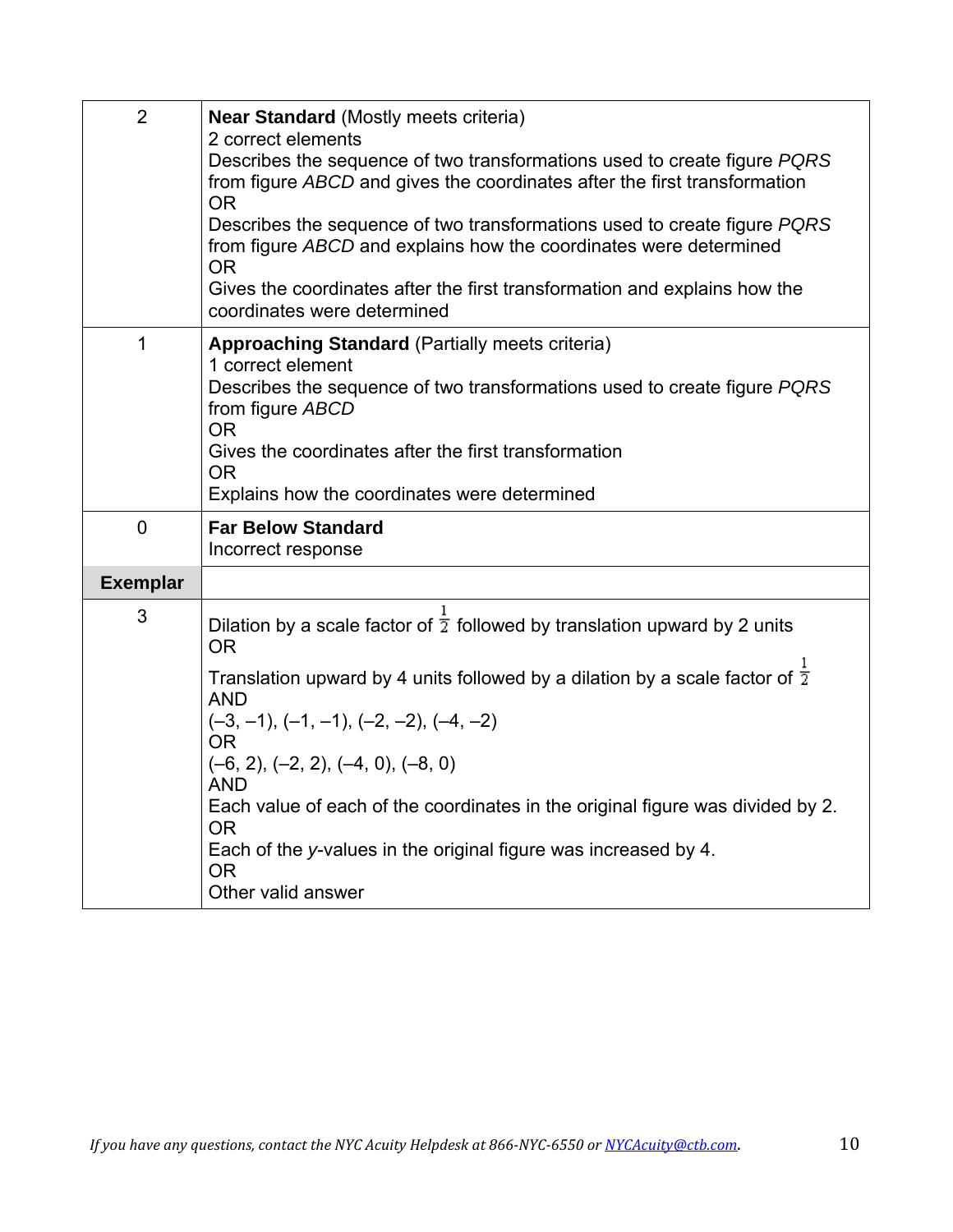| | |
|---|---|
| 2 | **Near Standard** (Mostly meets criteria)<br>2 correct elements<br>Describes the sequence of two transformations used to create figure *PQRS* from figure *ABCD* and gives the coordinates after the first transformation<br>OR<br>Describes the sequence of two transformations used to create figure *PQRS* from figure *ABCD* and explains how the coordinates were determined<br>OR<br>Gives the coordinates after the first transformation and explains how the coordinates were determined |
| 1 | **Approaching Standard** (Partially meets criteria)<br>1 correct element<br>Describes the sequence of two transformations used to create figure *PQRS* from figure *ABCD*<br>OR<br>Gives the coordinates after the first transformation<br>OR<br>Explains how the coordinates were determined |
| 0 | **Far Below Standard**<br>Incorrect response |
| **Exemplar** | |
| 3 | Dilation by a scale factor of $\frac{1}{2}$ followed by translation upward by 2 units<br>OR<br>Translation upward by 4 units followed by a dilation by a scale factor of $\frac{1}{2}$<br>AND<br>(–3, –1), (–1, –1), (–2, –2), (–4, –2)<br>OR<br>(–6, 2), (–2, 2), (–4, 0), (–8, 0)<br>AND<br>Each value of each of the coordinates in the original figure was divided by 2.<br>OR<br>Each of the *y*-values in the original figure was increased by 4.<br>OR<br>Other valid answer |

*If you have any questions, contact the NYC Acuity Helpdesk at 866-NYC-6550 or NYCAcuity@ctb.com.*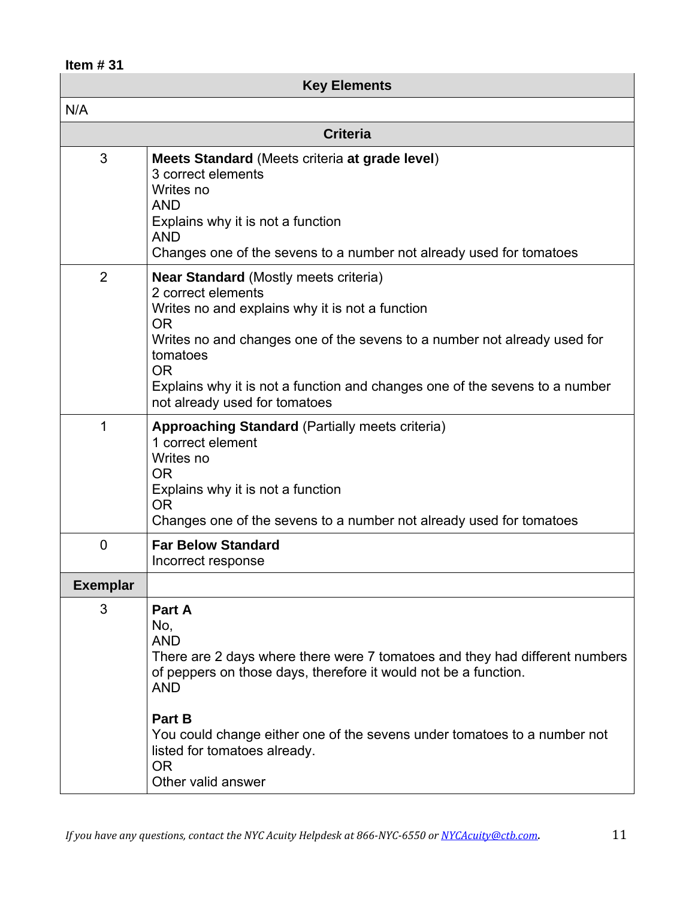**Item # 31**

| Key Elements | |
|---|---|
| N/A | |
| **Criteria** | |
| 3 | **Meets Standard** (Meets criteria **at grade level**)<br>3 correct elements<br>Writes no<br>AND<br>Explains why it is not a function<br>AND<br>Changes one of the sevens to a number not already used for tomatoes |
| 2 | **Near Standard** (Mostly meets criteria)<br>2 correct elements<br>Writes no and explains why it is not a function<br>OR<br>Writes no and changes one of the sevens to a number not already used for tomatoes<br>OR<br>Explains why it is not a function and changes one of the sevens to a number not already used for tomatoes |
| 1 | **Approaching Standard** (Partially meets criteria)<br>1 correct element<br>Writes no<br>OR<br>Explains why it is not a function<br>OR<br>Changes one of the sevens to a number not already used for tomatoes |
| 0 | **Far Below Standard**<br>Incorrect response |
| **Exemplar** | |
| 3 | **Part A**<br>No,<br>AND<br>There are 2 days where there were 7 tomatoes and they had different numbers of peppers on those days, therefore it would not be a function.<br>AND<br><br>**Part B**<br>You could change either one of the sevens under tomatoes to a number not listed for tomatoes already.<br>OR<br>Other valid answer |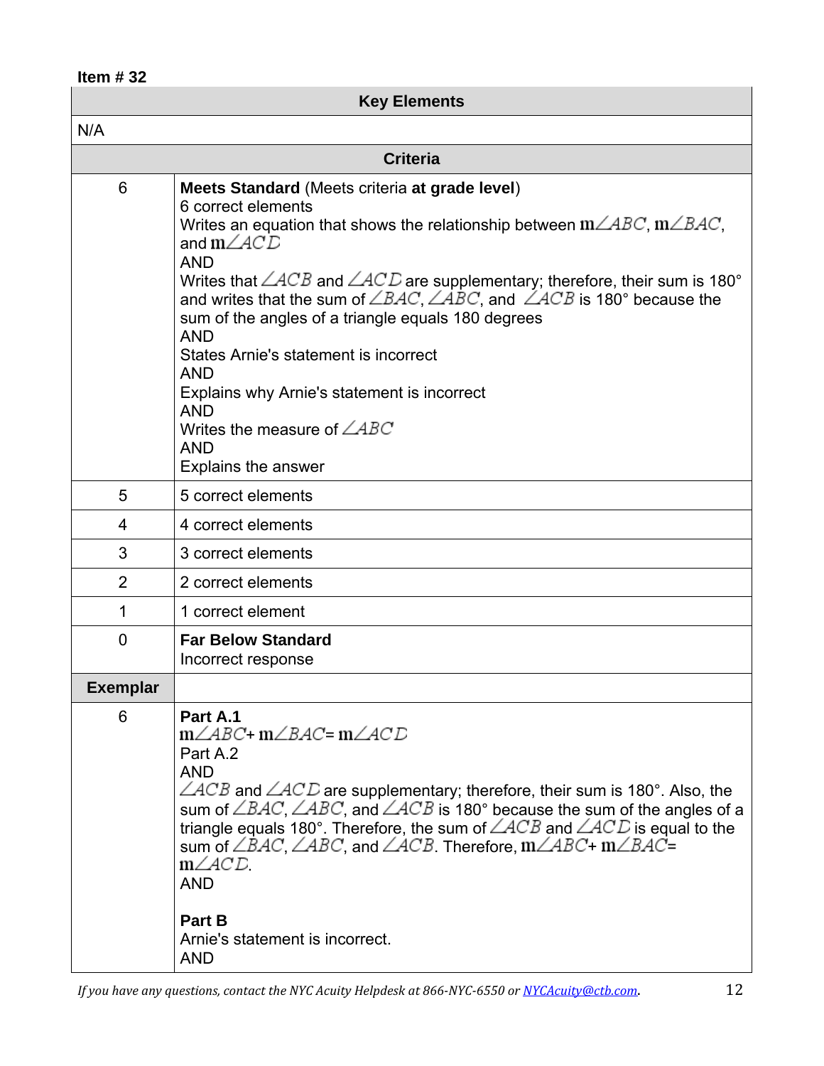**Item # 32**

| Key Elements | |
|---|---|
| N/A | |
| **Criteria** | |
| 6 | **Meets Standard** (Meets criteria **at grade level**)<br>6 correct elements<br>Writes an equation that shows the relationship between $m\angle ABC$, $m\angle BAC$, and $m\angle ACD$<br>AND<br>Writes that $\angle ACB$ and $\angle ACD$ are supplementary; therefore, their sum is 180° and writes that the sum of $\angle BAC$, $\angle ABC$, and $\angle ACB$ is 180° because the sum of the angles of a triangle equals 180 degrees<br>AND<br>States Arnie's statement is incorrect<br>AND<br>Explains why Arnie's statement is incorrect<br>AND<br>Writes the measure of $\angle ABC$<br>AND<br>Explains the answer |
| 5 | 5 correct elements |
| 4 | 4 correct elements |
| 3 | 3 correct elements |
| 2 | 2 correct elements |
| 1 | 1 correct element |
| 0 | **Far Below Standard**<br>Incorrect response |
| **Exemplar** | |
| 6 | **Part A.1**<br>$m\angle ABC + m\angle BAC = m\angle ACD$<br>Part A.2<br>AND<br>$\angle ACB$ and $\angle ACD$ are supplementary; therefore, their sum is 180°. Also, the sum of $\angle BAC$, $\angle ABC$, and $\angle ACB$ is 180° because the sum of the angles of a triangle equals 180°. Therefore, the sum of $\angle ACB$ and $\angle ACD$ is equal to the sum of $\angle BAC$, $\angle ABC$, and $\angle ACB$. Therefore, $m\angle ABC + m\angle BAC = m\angle ACD$.<br>AND<br><br>**Part B**<br>Arnie's statement is incorrect.<br>AND |

*If you have any questions, contact the NYC Acuity Helpdesk at 866-NYC-6550 or NYCAcuity@ctb.com.*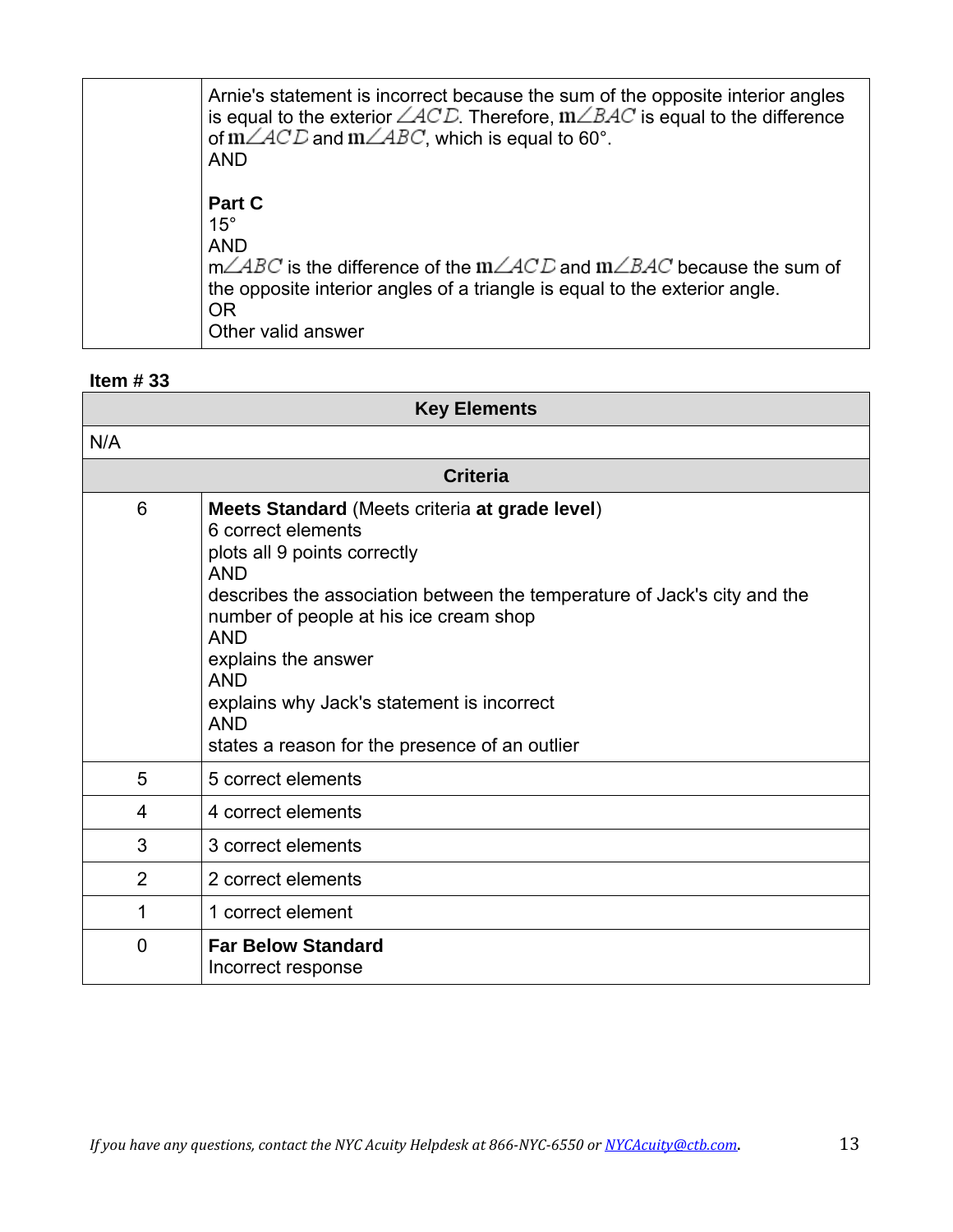| | |
|---|---|
| | Arnie's statement is incorrect because the sum of the opposite interior angles is equal to the exterior $\angle ACD$. Therefore, $m\angle BAC$ is equal to the difference of $m\angle ACD$ and $m\angle ABC$, which is equal to 60°.<br>AND<br><br>**Part C**<br>15°<br>AND<br>$m\angle ABC$ is the difference of the $m\angle ACD$ and $m\angle BAC$ because the sum of the opposite interior angles of a triangle is equal to the exterior angle.<br>OR<br>Other valid answer |

**Item # 33**

| **Key Elements** | |
|---|---|
| N/A | |
| **Criteria** | |
| 6 | **Meets Standard** (Meets criteria **at grade level**)<br>6 correct elements<br>plots all 9 points correctly<br>AND<br>describes the association between the temperature of Jack's city and the number of people at his ice cream shop<br>AND<br>explains the answer<br>AND<br>explains why Jack's statement is incorrect<br>AND<br>states a reason for the presence of an outlier |
| 5 | 5 correct elements |
| 4 | 4 correct elements |
| 3 | 3 correct elements |
| 2 | 2 correct elements |
| 1 | 1 correct element |
| 0 | **Far Below Standard**<br>Incorrect response |

*If you have any questions, contact the NYC Acuity Helpdesk at 866-NYC-6550 or NYCAcuity@ctb.com.*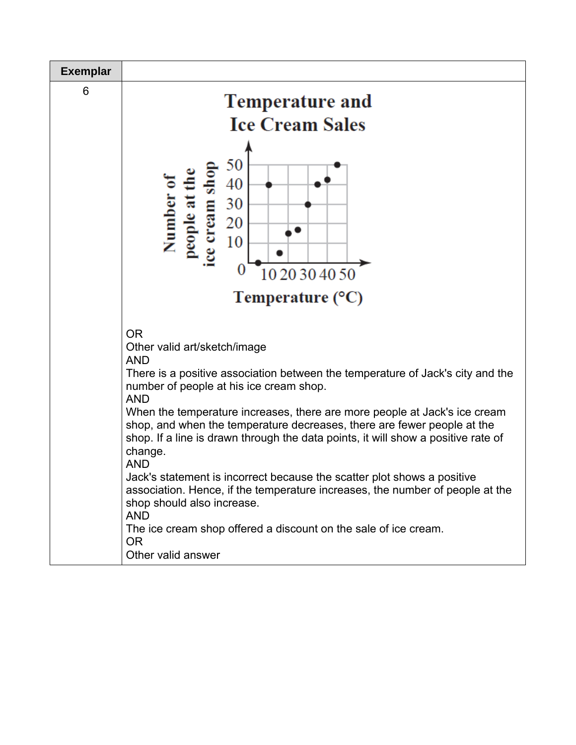| Exemplar | |
|---|---|
| 6 | Temperature and Ice Cream Sales<br><br>OR<br>Other valid art/sketch/image<br>AND<br>There is a positive association between the temperature of Jack's city and the number of people at his ice cream shop.<br>AND<br>When the temperature increases, there are more people at Jack's ice cream shop, and when the temperature decreases, there are fewer people at the shop. If a line is drawn through the data points, it will show a positive rate of change.<br>AND<br>Jack's statement is incorrect because the scatter plot shows a positive association. Hence, if the temperature increases, the number of people at the shop should also increase.<br>AND<br>The ice cream shop offered a discount on the sale of ice cream.<br>OR<br>Other valid answer |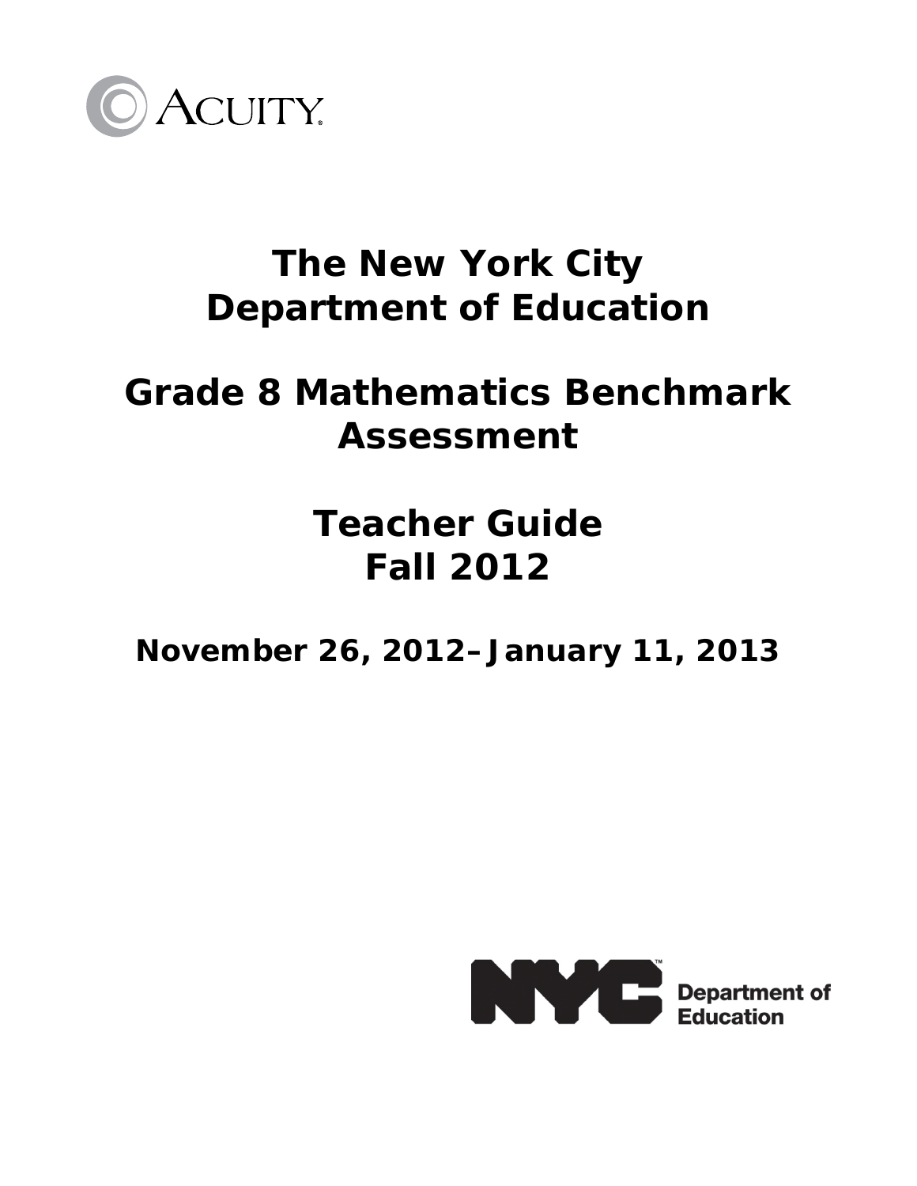ACUITY

# The New York City Department of Education

# Grade 8 Mathematics Benchmark Assessment

# Teacher Guide Fall 2012

**November 26, 2012–January 11, 2013**

NYC Department of Education